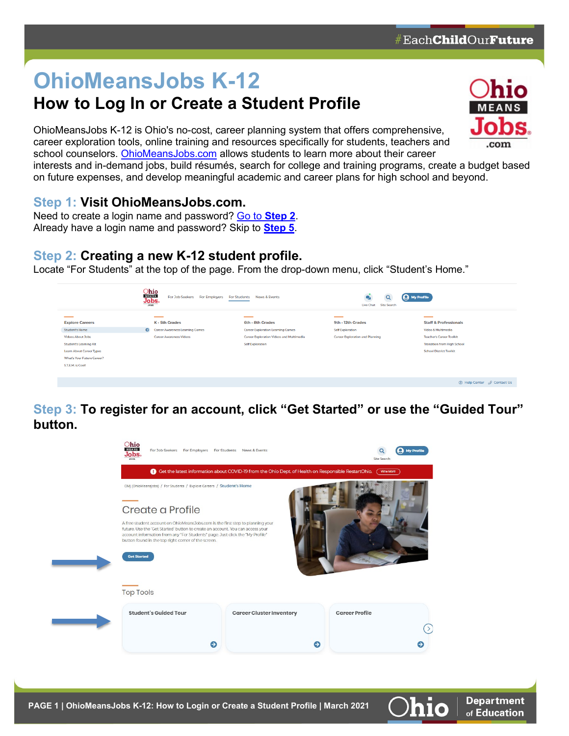# OhioMeansJobs K-12

## How to Log In or Create a Student Profile

OhioMeansJobs K-12 is Ohio's no-cost, career planning system that offers comprehensive, career exploration tools, online training and resources specifically for students, teachers and school counselors. OhioMeansJobs.com allows students to learn more about their career interests and in-demand jobs, build résumés, search for college and training programs, create a budget based on future expenses, and develop meaningful academic and career plans for high school and beyond.

### Step 1: Visit OhioMeansJobs.com.

Need to create a login name and password? Go to **Step 2**.
Already have a login name and password? Skip to **Step 5**.

### Step 2: Creating a new K-12 student profile.

Locate "For Students" at the top of the page. From the drop-down menu, click "Student's Home."

### Step 3: To register for an account, click "Get Started" or use the "Guided Tour" button.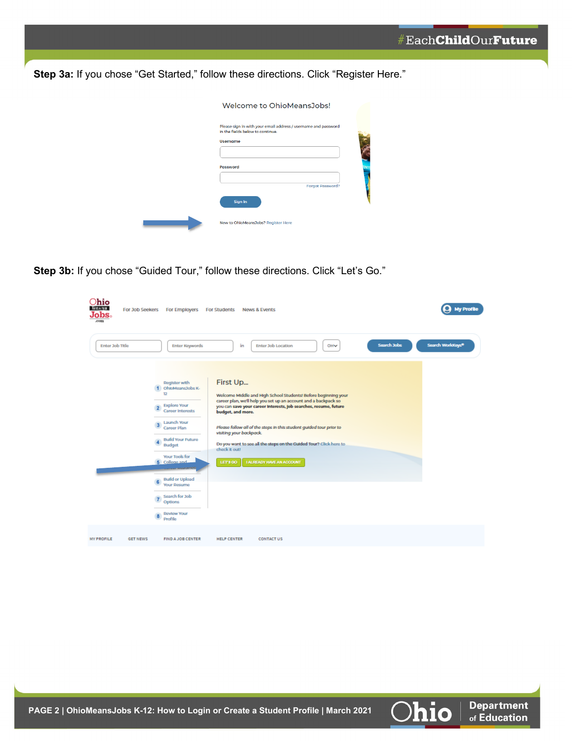**Step 3a:** If you chose “Get Started,” follow these directions. Click “Register Here.”

Welcome to OhioMeansJobs!

Please sign in with your email address / username and password in the fields below to continue.

Username

Password

Forgot Password?

Sign In

New to OhioMeansJobs? Register Here

**Step 3b:** If you chose “Guided Tour,” follow these directions. Click “Let’s Go.”

For Job Seekers | For Employers | For Students | News & Events | My Profile

Enter Job Title | Enter Keywords | in | Enter Job Location | OH | Search Jobs | Search WorkKeys®

1. Register with OhioMeansJobs K-12
2. Explore Your Career Interests
3. Launch Your Career Plan
4. Build Your Future Budget
5. Your Tools for College and Career Readiness
6. Build or Upload Your Resume
7. Search for Job Options
8. Review Your Profile

First Up...

Welcome Middle and High School Students! Before beginning your career plan, we'll help you set up an account and a backpack so you can **save your career interests, job searches, resume, future budget, and more.**

*Please follow all of the steps in this student guided tour prior to visiting your backpack.*

Do you want to see all the steps on the Guided Tour? Click here to check it out!

LET'S GO | I ALREADY HAVE AN ACCOUNT

MY PROFILE | GET NEWS | FIND A JOB CENTER | HELP CENTER | CONTACT US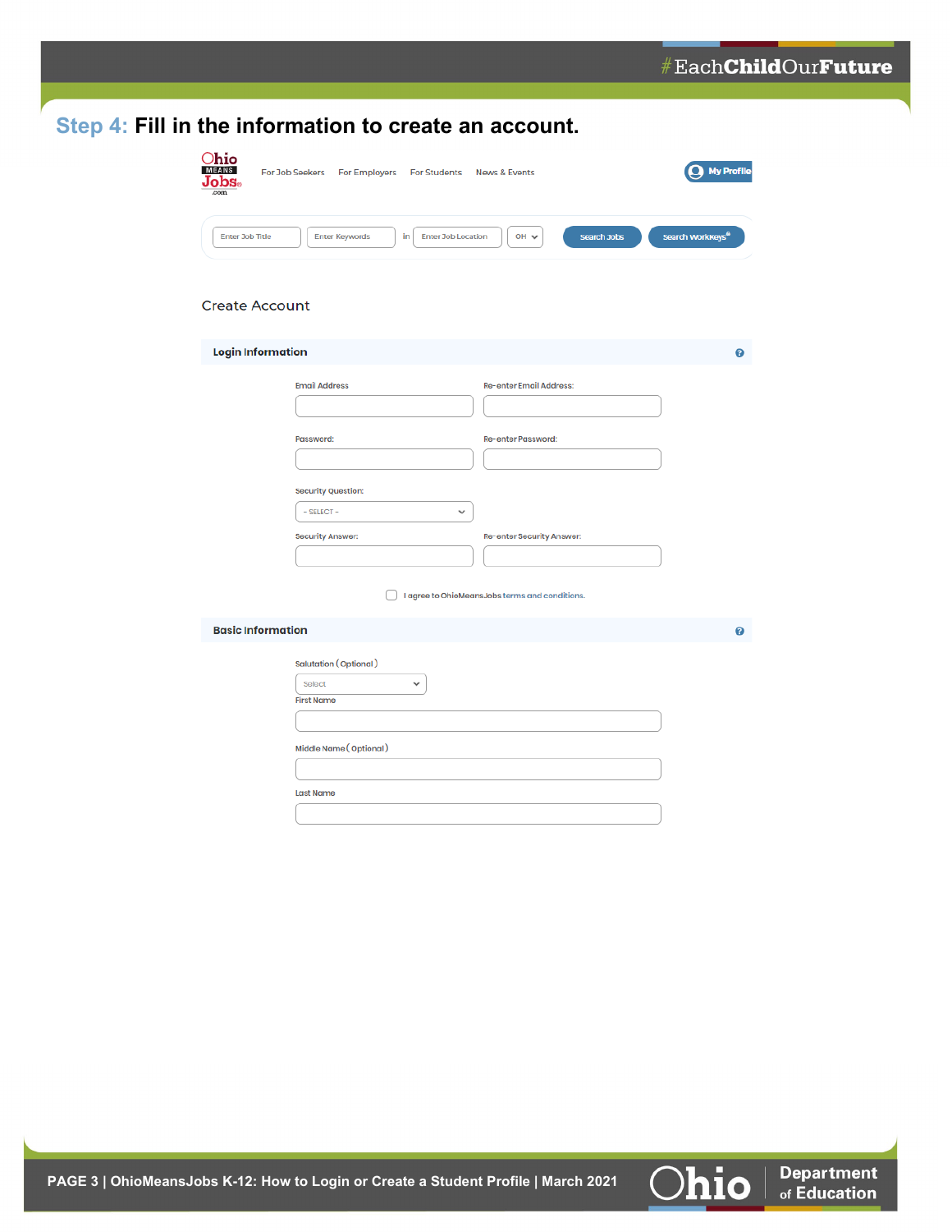## Step 4: Fill in the information to create an account.

Ohio MEANS Jobs.com

For Job Seekers For Employers For Students News & Events

My Profile

Enter Job Title | Enter Keywords | in | Enter Job Location | OH

Search Jobs | Search WorkKeys®

### Create Account

#### Login Information

Email Address

Re-enter Email Address:

Password:

Re-enter Password:

Security Question:

- SELECT -

Security Answer:

Re-enter Security Answer:

I agree to OhioMeansJobs terms and conditions.

#### Basic Information

Salutation (Optional)

Select

First Name

Middle Name (Optional)

Last Name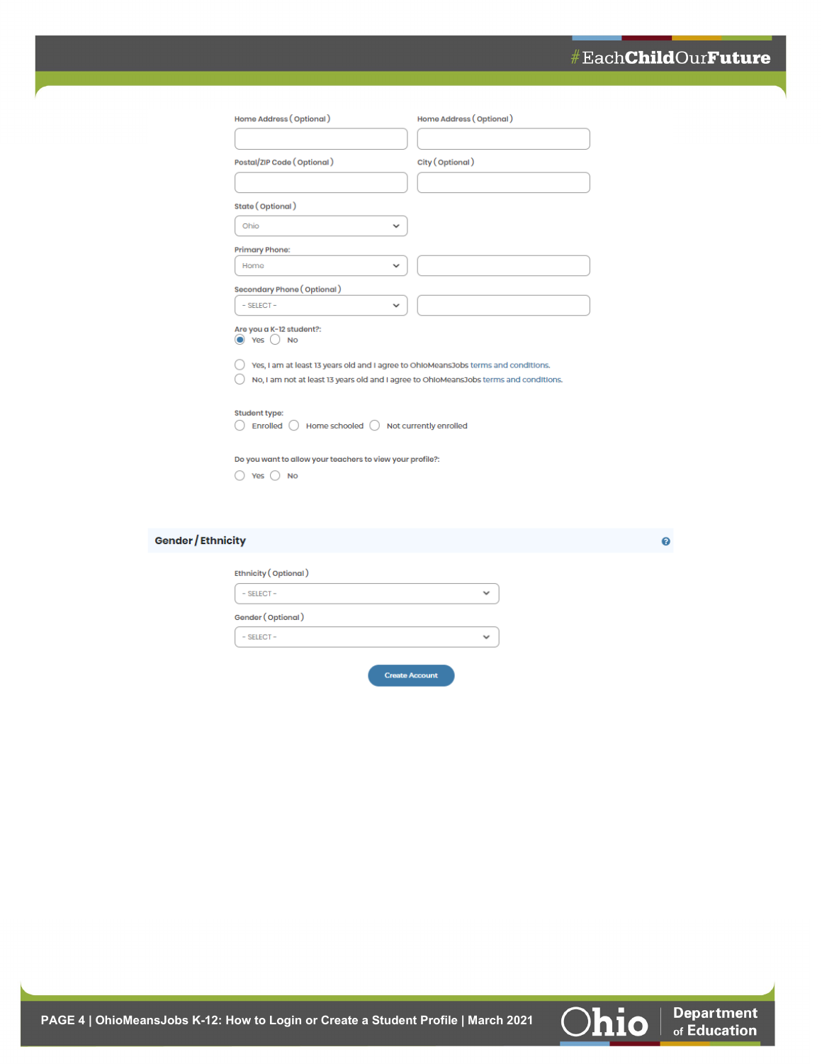Home Address ( Optional )

Home Address ( Optional )

Postal/ZIP Code ( Optional )

City ( Optional )

State ( Optional )

Ohio

Primary Phone:

Home

Secondary Phone ( Optional )

- SELECT -

Are you a K-12 student?:

- (•) Yes
- ( ) No

- ( ) Yes, I am at least 13 years old and I agree to OhioMeansJobs terms and conditions.
- ( ) No, I am not at least 13 years old and I agree to OhioMeansJobs terms and conditions.

Student type:

- ( ) Enrolled
- ( ) Home schooled
- ( ) Not currently enrolled

Do you want to allow your teachers to view your profile?:

- ( ) Yes
- ( ) No

## Gender / Ethnicity

Ethnicity ( Optional )

- SELECT -

Gender ( Optional )

- SELECT -

Create Account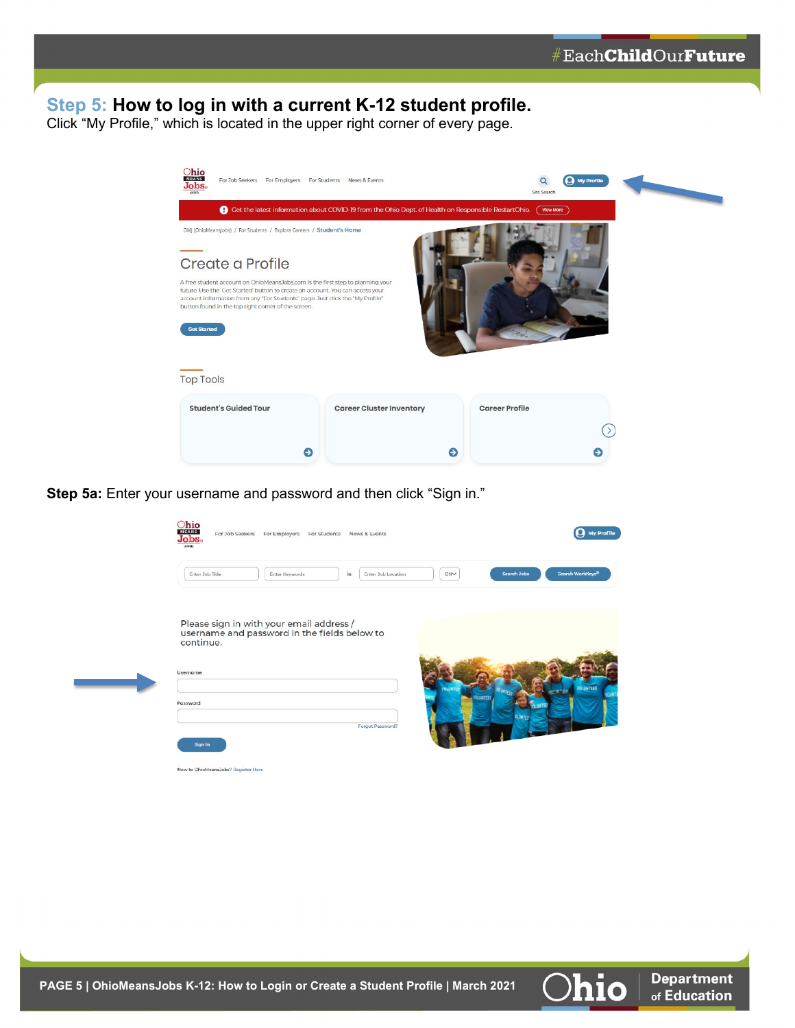## Step 5: How to log in with a current K-12 student profile.

Click “My Profile,” which is located in the upper right corner of every page.

**Step 5a:** Enter your username and password and then click “Sign in.”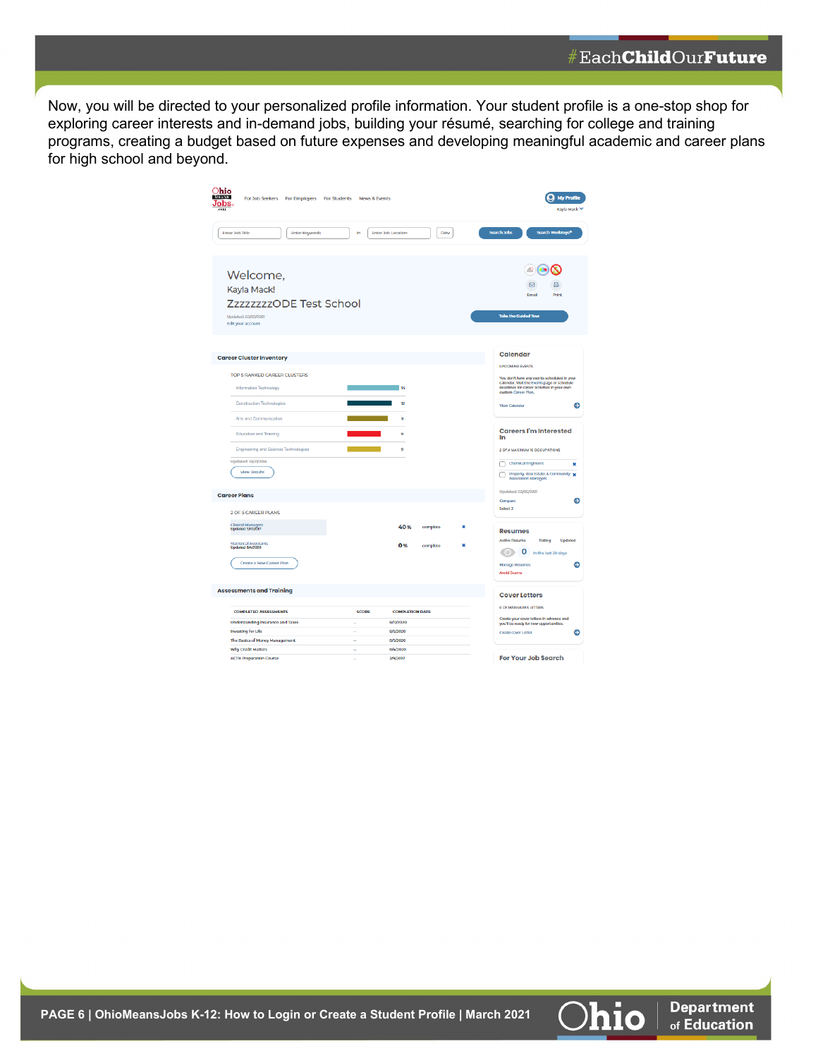Now, you will be directed to your personalized profile information. Your student profile is a one-stop shop for exploring career interests and in-demand jobs, building your résumé, searching for college and training programs, creating a budget based on future expenses and developing meaningful academic and career plans for high school and beyond.